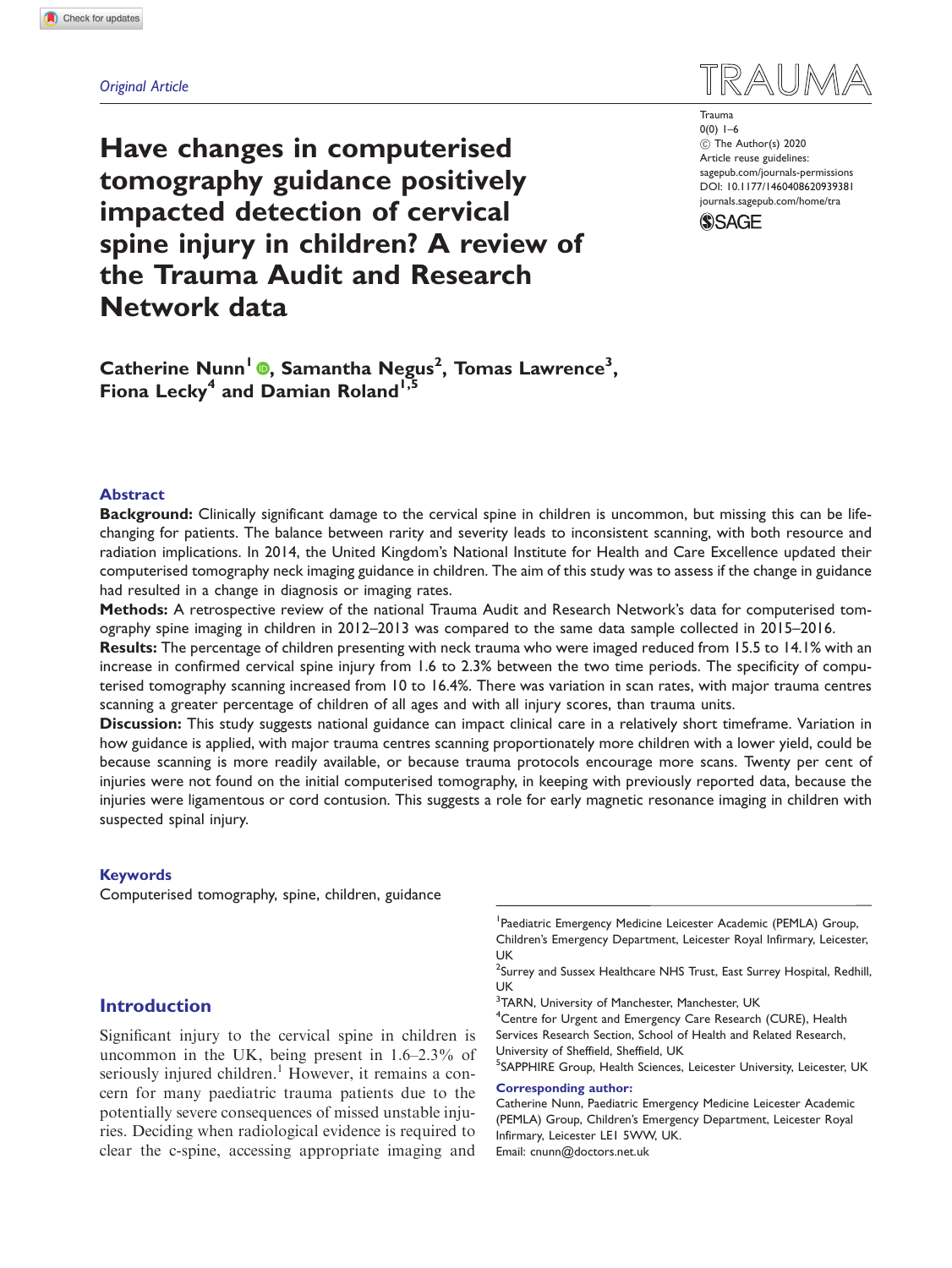*Original Article*

# Have changes in computerised tomography guidance positively impacted detection of cervical spine injury in children? A review of the Trauma Audit and Research Network data

Trauma
0(0) 1–6
© The Author(s) 2020
Article reuse guidelines:
sagepub.com/journals-permissions
DOI: 10.1177/1460408620939381
journals.sagepub.com/home/tra

**Catherine Nunn[1], Samantha Negus[2], Tomas Lawrence[3], Fiona Lecky[4] and Damian Roland[1,5]**

## Abstract

**Background:** Clinically significant damage to the cervical spine in children is uncommon, but missing this can be life-changing for patients. The balance between rarity and severity leads to inconsistent scanning, with both resource and radiation implications. In 2014, the United Kingdom's National Institute for Health and Care Excellence updated their computerised tomography neck imaging guidance in children. The aim of this study was to assess if the change in guidance had resulted in a change in diagnosis or imaging rates.

**Methods:** A retrospective review of the national Trauma Audit and Research Network's data for computerised tomography spine imaging in children in 2012–2013 was compared to the same data sample collected in 2015–2016.

**Results:** The percentage of children presenting with neck trauma who were imaged reduced from 15.5 to 14.1% with an increase in confirmed cervical spine injury from 1.6 to 2.3% between the two time periods. The specificity of computerised tomography scanning increased from 10 to 16.4%. There was variation in scan rates, with major trauma centres scanning a greater percentage of children of all ages and with all injury scores, than trauma units.

**Discussion:** This study suggests national guidance can impact clinical care in a relatively short timeframe. Variation in how guidance is applied, with major trauma centres scanning proportionately more children with a lower yield, could be because scanning is more readily available, or because trauma protocols encourage more scans. Twenty per cent of injuries were not found on the initial computerised tomography, in keeping with previously reported data, because the injuries were ligamentous or cord contusion. This suggests a role for early magnetic resonance imaging in children with suspected spinal injury.

## Keywords

Computerised tomography, spine, children, guidance

## Introduction

Significant injury to the cervical spine in children is uncommon in the UK, being present in 1.6–2.3% of seriously injured children.[1] However, it remains a concern for many paediatric trauma patients due to the potentially severe consequences of missed unstable injuries. Deciding when radiological evidence is required to clear the c-spine, accessing appropriate imaging and

---

[1]Paediatric Emergency Medicine Leicester Academic (PEMLA) Group, Children's Emergency Department, Leicester Royal Infirmary, Leicester, UK
[2]Surrey and Sussex Healthcare NHS Trust, East Surrey Hospital, Redhill, UK
[3]TARN, University of Manchester, Manchester, UK
[4]Centre for Urgent and Emergency Care Research (CURE), Health Services Research Section, School of Health and Related Research, University of Sheffield, Sheffield, UK
[5]SAPPHIRE Group, Health Sciences, Leicester University, Leicester, UK

**Corresponding author:**
Catherine Nunn, Paediatric Emergency Medicine Leicester Academic (PEMLA) Group, Children's Emergency Department, Leicester Royal Infirmary, Leicester LE1 5WW, UK.
Email: cnunn@doctors.net.uk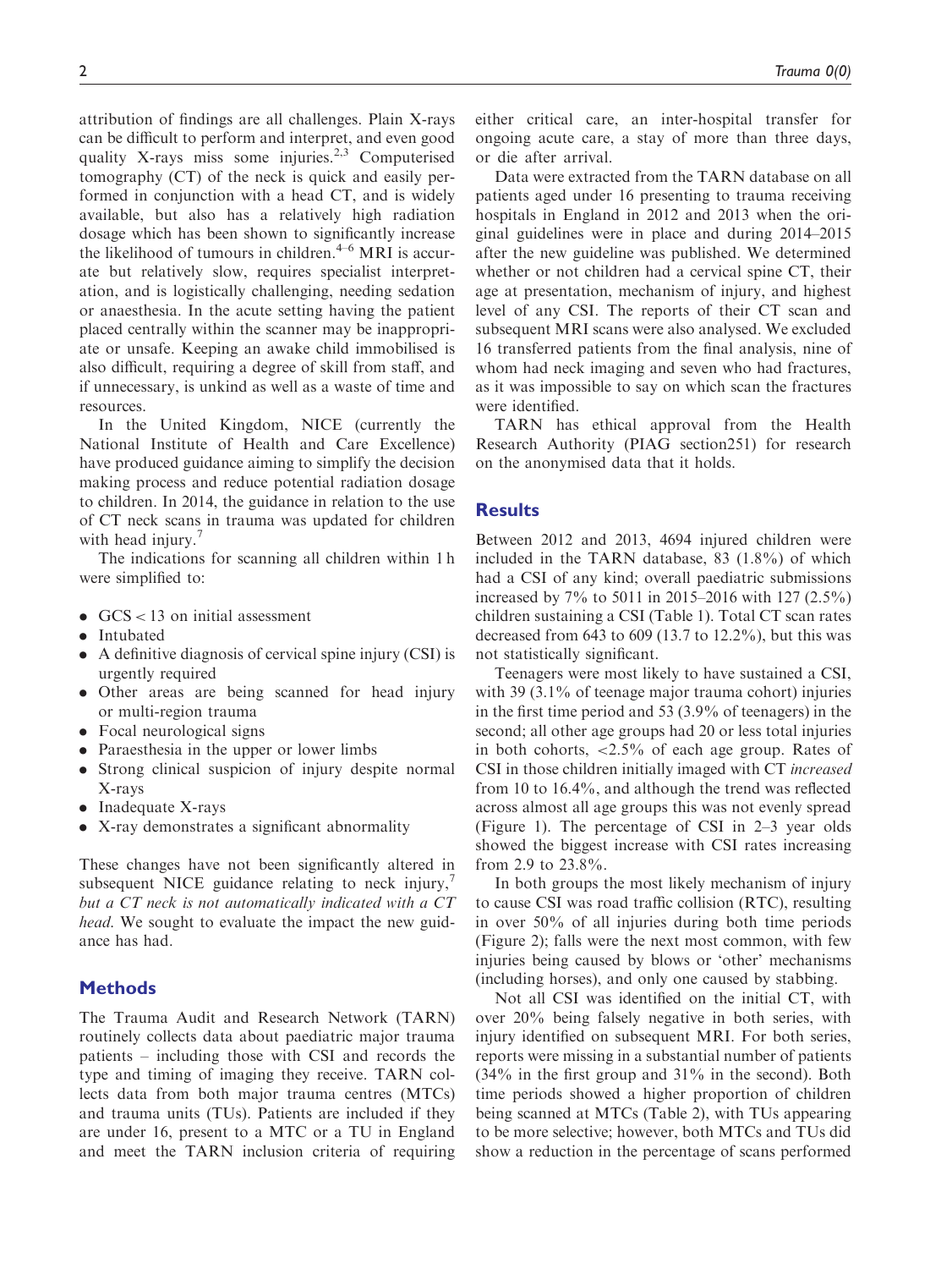attribution of findings are all challenges. Plain X-rays can be difficult to perform and interpret, and even good quality X-rays miss some injuries.[2,3] Computerised tomography (CT) of the neck is quick and easily performed in conjunction with a head CT, and is widely available, but also has a relatively high radiation dosage which has been shown to significantly increase the likelihood of tumours in children.[4–6] MRI is accurate but relatively slow, requires specialist interpretation, and is logistically challenging, needing sedation or anaesthesia. In the acute setting having the patient placed centrally within the scanner may be inappropriate or unsafe. Keeping an awake child immobilised is also difficult, requiring a degree of skill from staff, and if unnecessary, is unkind as well as a waste of time and resources.

In the United Kingdom, NICE (currently the National Institute of Health and Care Excellence) have produced guidance aiming to simplify the decision making process and reduce potential radiation dosage to children. In 2014, the guidance in relation to the use of CT neck scans in trauma was updated for children with head injury.[7]

The indications for scanning all children within 1 h were simplified to:

- GCS < 13 on initial assessment
- Intubated
- A definitive diagnosis of cervical spine injury (CSI) is urgently required
- Other areas are being scanned for head injury or multi-region trauma
- Focal neurological signs
- Paraesthesia in the upper or lower limbs
- Strong clinical suspicion of injury despite normal X-rays
- Inadequate X-rays
- X-ray demonstrates a significant abnormality

These changes have not been significantly altered in subsequent NICE guidance relating to neck injury,[7] *but a CT neck is not automatically indicated with a CT head.* We sought to evaluate the impact the new guidance has had.

## Methods

The Trauma Audit and Research Network (TARN) routinely collects data about paediatric major trauma patients – including those with CSI and records the type and timing of imaging they receive. TARN collects data from both major trauma centres (MTCs) and trauma units (TUs). Patients are included if they are under 16, present to a MTC or a TU in England and meet the TARN inclusion criteria of requiring either critical care, an inter-hospital transfer for ongoing acute care, a stay of more than three days, or die after arrival.

Data were extracted from the TARN database on all patients aged under 16 presenting to trauma receiving hospitals in England in 2012 and 2013 when the original guidelines were in place and during 2014–2015 after the new guideline was published. We determined whether or not children had a cervical spine CT, their age at presentation, mechanism of injury, and highest level of any CSI. The reports of their CT scan and subsequent MRI scans were also analysed. We excluded 16 transferred patients from the final analysis, nine of whom had neck imaging and seven who had fractures, as it was impossible to say on which scan the fractures were identified.

TARN has ethical approval from the Health Research Authority (PIAG section251) for research on the anonymised data that it holds.

## Results

Between 2012 and 2013, 4694 injured children were included in the TARN database, 83 (1.8%) of which had a CSI of any kind; overall paediatric submissions increased by 7% to 5011 in 2015–2016 with 127 (2.5%) children sustaining a CSI (Table 1). Total CT scan rates decreased from 643 to 609 (13.7 to 12.2%), but this was not statistically significant.

Teenagers were most likely to have sustained a CSI, with 39 (3.1% of teenage major trauma cohort) injuries in the first time period and 53 (3.9% of teenagers) in the second; all other age groups had 20 or less total injuries in both cohorts, <2.5% of each age group. Rates of CSI in those children initially imaged with CT *increased* from 10 to 16.4%, and although the trend was reflected across almost all age groups this was not evenly spread (Figure 1). The percentage of CSI in 2–3 year olds showed the biggest increase with CSI rates increasing from 2.9 to 23.8%.

In both groups the most likely mechanism of injury to cause CSI was road traffic collision (RTC), resulting in over 50% of all injuries during both time periods (Figure 2); falls were the next most common, with few injuries being caused by blows or 'other' mechanisms (including horses), and only one caused by stabbing.

Not all CSI was identified on the initial CT, with over 20% being falsely negative in both series, with injury identified on subsequent MRI. For both series, reports were missing in a substantial number of patients (34% in the first group and 31% in the second). Both time periods showed a higher proportion of children being scanned at MTCs (Table 2), with TUs appearing to be more selective; however, both MTCs and TUs did show a reduction in the percentage of scans performed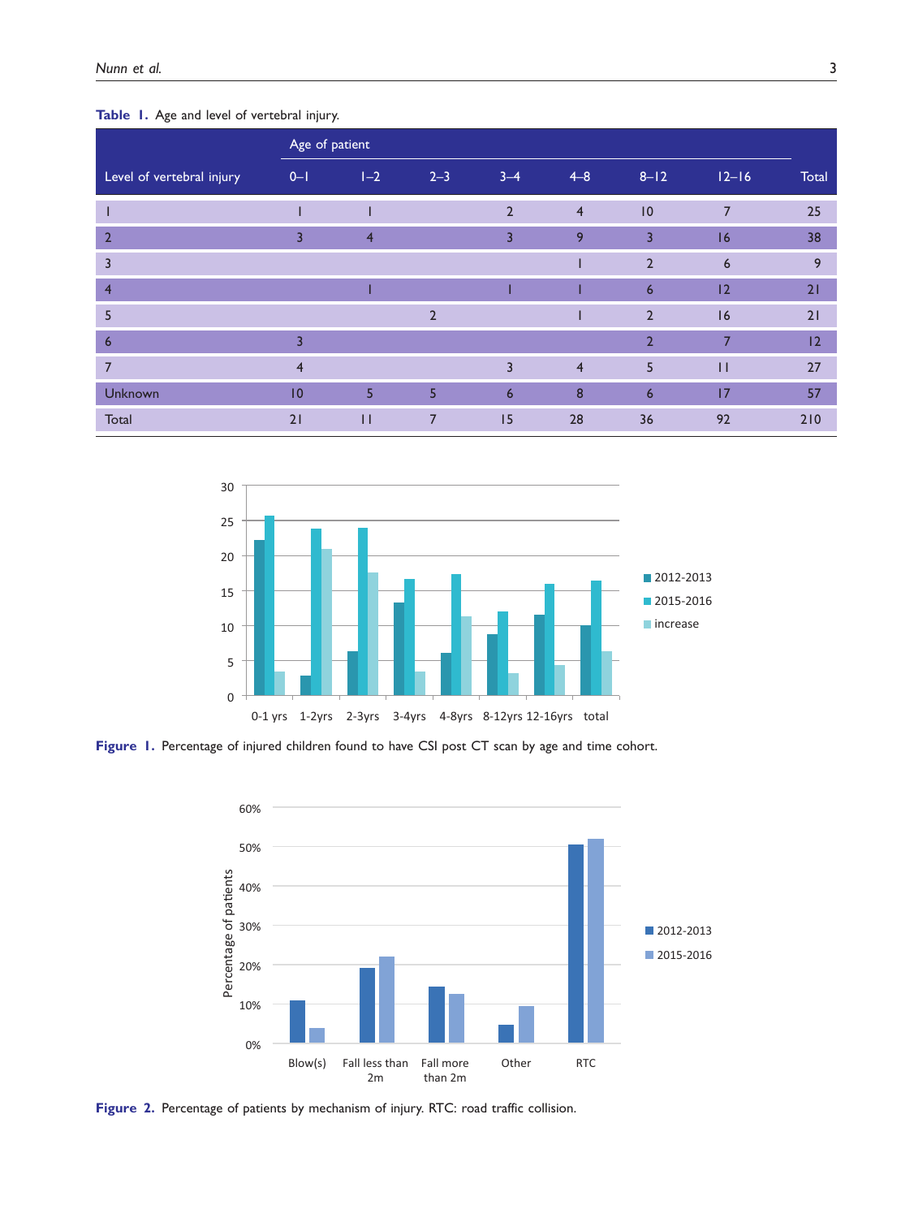**Table 1.** Age and level of vertebral injury.

| Level of vertebral injury | Age of patient | | | | | | | Total |
|---|---|---|---|---|---|---|---|---|
| | 0–1 | 1–2 | 2–3 | 3–4 | 4–8 | 8–12 | 12–16 | |
| 1 | 1 | 1 | | 2 | 4 | 10 | 7 | 25 |
| 2 | 3 | 4 | | 3 | 9 | 3 | 16 | 38 |
| 3 | | | | | 1 | 2 | 6 | 9 |
| 4 | | 1 | | 1 | 1 | 6 | 12 | 21 |
| 5 | | | 2 | | 1 | 2 | 16 | 21 |
| 6 | 3 | | | | | 2 | 7 | 12 |
| 7 | 4 | | | 3 | 4 | 5 | 11 | 27 |
| Unknown | 10 | 5 | 5 | 6 | 8 | 6 | 17 | 57 |
| Total | 21 | 11 | 7 | 15 | 28 | 36 | 92 | 210 |

**Figure 1.** Percentage of injured children found to have CSI post CT scan by age and time cohort.

**Figure 2.** Percentage of patients by mechanism of injury. RTC: road traffic collision.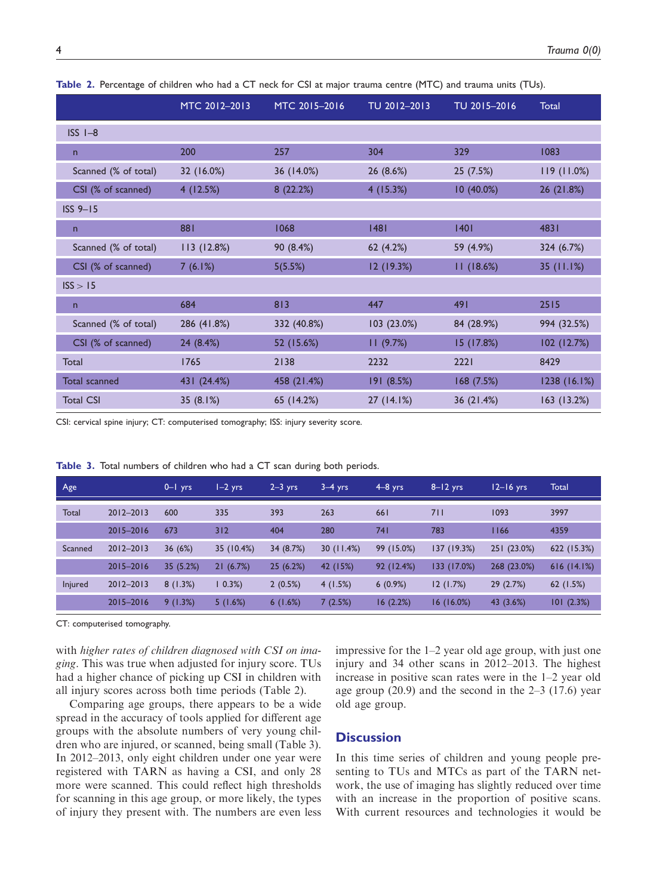**Table 2.** Percentage of children who had a CT neck for CSI at major trauma centre (MTC) and trauma units (TUs).

| | MTC 2012–2013 | MTC 2015–2016 | TU 2012–2013 | TU 2015–2016 | Total |
|---|---|---|---|---|---|
| ISS 1–8 | | | | | |
| n | 200 | 257 | 304 | 329 | 1083 |
| Scanned (% of total) | 32 (16.0%) | 36 (14.0%) | 26 (8.6%) | 25 (7.5%) | 119 (11.0%) |
| CSI (% of scanned) | 4 (12.5%) | 8 (22.2%) | 4 (15.3%) | 10 (40.0%) | 26 (21.8%) |
| ISS 9–15 | | | | | |
| n | 881 | 1068 | 1481 | 1401 | 4831 |
| Scanned (% of total) | 113 (12.8%) | 90 (8.4%) | 62 (4.2%) | 59 (4.9%) | 324 (6.7%) |
| CSI (% of scanned) | 7 (6.1%) | 5(5.5%) | 12 (19.3%) | 11 (18.6%) | 35 (11.1%) |
| ISS > 15 | | | | | |
| n | 684 | 813 | 447 | 491 | 2515 |
| Scanned (% of total) | 286 (41.8%) | 332 (40.8%) | 103 (23.0%) | 84 (28.9%) | 994 (32.5%) |
| CSI (% of scanned) | 24 (8.4%) | 52 (15.6%) | 11 (9.7%) | 15 (17.8%) | 102 (12.7%) |
| Total | 1765 | 2138 | 2232 | 2221 | 8429 |
| Total scanned | 431 (24.4%) | 458 (21.4%) | 191 (8.5%) | 168 (7.5%) | 1238 (16.1%) |
| Total CSI | 35 (8.1%) | 65 (14.2%) | 27 (14.1%) | 36 (21.4%) | 163 (13.2%) |

CSI: cervical spine injury; CT: computerised tomography; ISS: injury severity score.

**Table 3.** Total numbers of children who had a CT scan during both periods.

| Age | | 0–1 yrs | 1–2 yrs | 2–3 yrs | 3–4 yrs | 4–8 yrs | 8–12 yrs | 12–16 yrs | Total |
|---|---|---|---|---|---|---|---|---|---|
| Total | 2012–2013 | 600 | 335 | 393 | 263 | 661 | 711 | 1093 | 3997 |
| | 2015–2016 | 673 | 312 | 404 | 280 | 741 | 783 | 1166 | 4359 |
| Scanned | 2012–2013 | 36 (6%) | 35 (10.4%) | 34 (8.7%) | 30 (11.4%) | 99 (15.0%) | 137 (19.3%) | 251 (23.0%) | 622 (15.3%) |
| | 2015–2016 | 35 (5.2%) | 21 (6.7%) | 25 (6.2%) | 42 (15%) | 92 (12.4%) | 133 (17.0%) | 268 (23.0%) | 616 (14.1%) |
| Injured | 2012–2013 | 8 (1.3%) | 1 0.3%) | 2 (0.5%) | 4 (1.5%) | 6 (0.9%) | 12 (1.7%) | 29 (2.7%) | 62 (1.5%) |
| | 2015–2016 | 9 (1.3%) | 5 (1.6%) | 6 (1.6%) | 7 (2.5%) | 16 (2.2%) | 16 (16.0%) | 43 (3.6%) | 101 (2.3%) |

CT: computerised tomography.

with *higher rates of children diagnosed with CSI on imaging*. This was true when adjusted for injury score. TUs had a higher chance of picking up CSI in children with all injury scores across both time periods (Table 2).

Comparing age groups, there appears to be a wide spread in the accuracy of tools applied for different age groups with the absolute numbers of very young children who are injured, or scanned, being small (Table 3). In 2012–2013, only eight children under one year were registered with TARN as having a CSI, and only 28 more were scanned. This could reflect high thresholds for scanning in this age group, or more likely, the types of injury they present with. The numbers are even less impressive for the 1–2 year old age group, with just one injury and 34 other scans in 2012–2013. The highest increase in positive scan rates were in the 1–2 year old age group (20.9) and the second in the 2–3 (17.6) year old age group.

## Discussion

In this time series of children and young people presenting to TUs and MTCs as part of the TARN network, the use of imaging has slightly reduced over time with an increase in the proportion of positive scans. With current resources and technologies it would be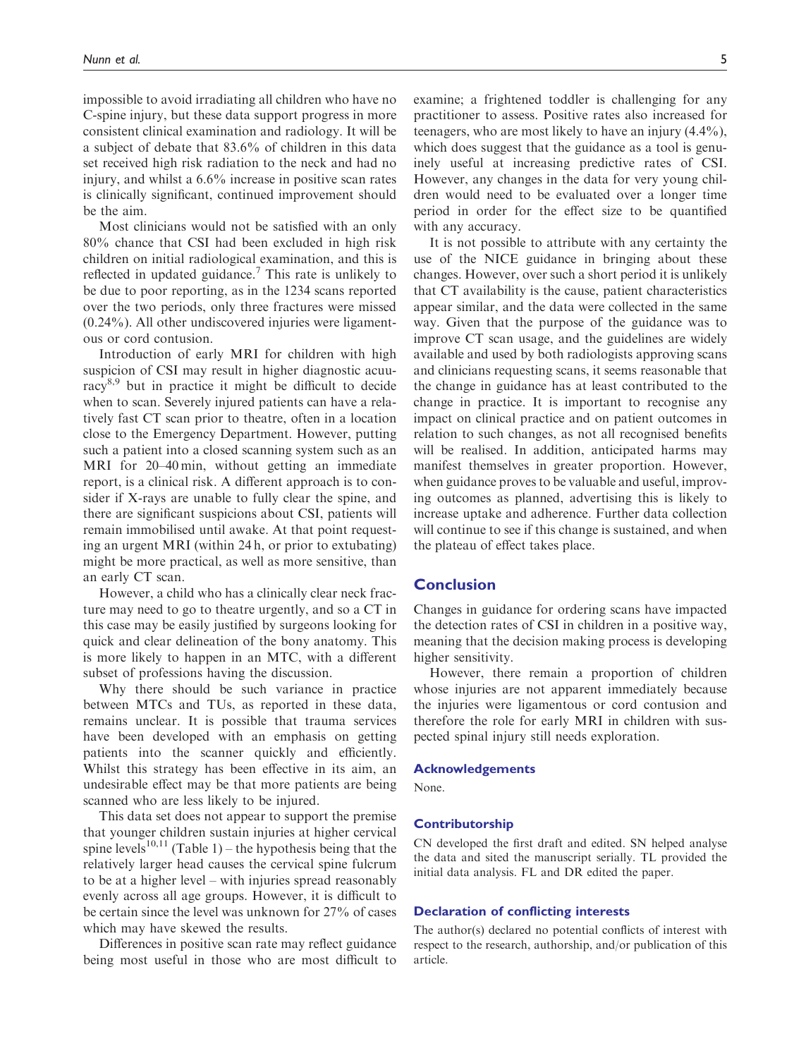impossible to avoid irradiating all children who have no C-spine injury, but these data support progress in more consistent clinical examination and radiology. It will be a subject of debate that 83.6% of children in this data set received high risk radiation to the neck and had no injury, and whilst a 6.6% increase in positive scan rates is clinically significant, continued improvement should be the aim.

Most clinicians would not be satisfied with an only 80% chance that CSI had been excluded in high risk children on initial radiological examination, and this is reflected in updated guidance.[7] This rate is unlikely to be due to poor reporting, as in the 1234 scans reported over the two periods, only three fractures were missed (0.24%). All other undiscovered injuries were ligamentous or cord contusion.

Introduction of early MRI for children with high suspicion of CSI may result in higher diagnostic acuuracy[8,9] but in practice it might be difficult to decide when to scan. Severely injured patients can have a relatively fast CT scan prior to theatre, often in a location close to the Emergency Department. However, putting such a patient into a closed scanning system such as an MRI for 20–40 min, without getting an immediate report, is a clinical risk. A different approach is to consider if X-rays are unable to fully clear the spine, and there are significant suspicions about CSI, patients will remain immobilised until awake. At that point requesting an urgent MRI (within 24 h, or prior to extubating) might be more practical, as well as more sensitive, than an early CT scan.

However, a child who has a clinically clear neck fracture may need to go to theatre urgently, and so a CT in this case may be easily justified by surgeons looking for quick and clear delineation of the bony anatomy. This is more likely to happen in an MTC, with a different subset of professions having the discussion.

Why there should be such variance in practice between MTCs and TUs, as reported in these data, remains unclear. It is possible that trauma services have been developed with an emphasis on getting patients into the scanner quickly and efficiently. Whilst this strategy has been effective in its aim, an undesirable effect may be that more patients are being scanned who are less likely to be injured.

This data set does not appear to support the premise that younger children sustain injuries at higher cervical spine levels[10,11] (Table 1) – the hypothesis being that the relatively larger head causes the cervical spine fulcrum to be at a higher level – with injuries spread reasonably evenly across all age groups. However, it is difficult to be certain since the level was unknown for 27% of cases which may have skewed the results.

Differences in positive scan rate may reflect guidance being most useful in those who are most difficult to examine; a frightened toddler is challenging for any practitioner to assess. Positive rates also increased for teenagers, who are most likely to have an injury (4.4%), which does suggest that the guidance as a tool is genuinely useful at increasing predictive rates of CSI. However, any changes in the data for very young children would need to be evaluated over a longer time period in order for the effect size to be quantified with any accuracy.

It is not possible to attribute with any certainty the use of the NICE guidance in bringing about these changes. However, over such a short period it is unlikely that CT availability is the cause, patient characteristics appear similar, and the data were collected in the same way. Given that the purpose of the guidance was to improve CT scan usage, and the guidelines are widely available and used by both radiologists approving scans and clinicians requesting scans, it seems reasonable that the change in guidance has at least contributed to the change in practice. It is important to recognise any impact on clinical practice and on patient outcomes in relation to such changes, as not all recognised benefits will be realised. In addition, anticipated harms may manifest themselves in greater proportion. However, when guidance proves to be valuable and useful, improving outcomes as planned, advertising this is likely to increase uptake and adherence. Further data collection will continue to see if this change is sustained, and when the plateau of effect takes place.

## Conclusion

Changes in guidance for ordering scans have impacted the detection rates of CSI in children in a positive way, meaning that the decision making process is developing higher sensitivity.

However, there remain a proportion of children whose injuries are not apparent immediately because the injuries were ligamentous or cord contusion and therefore the role for early MRI in children with suspected spinal injury still needs exploration.

### Acknowledgements

None.

### Contributorship

CN developed the first draft and edited. SN helped analyse the data and sited the manuscript serially. TL provided the initial data analysis. FL and DR edited the paper.

### Declaration of conflicting interests

The author(s) declared no potential conflicts of interest with respect to the research, authorship, and/or publication of this article.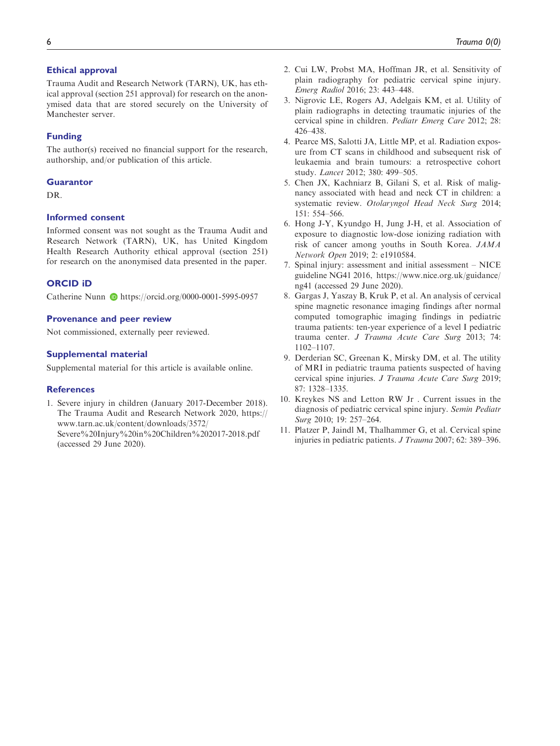## Ethical approval

Trauma Audit and Research Network (TARN), UK, has ethical approval (section 251 approval) for research on the anonymised data that are stored securely on the University of Manchester server.

## Funding

The author(s) received no financial support for the research, authorship, and/or publication of this article.

## Guarantor

DR.

## Informed consent

Informed consent was not sought as the Trauma Audit and Research Network (TARN), UK, has United Kingdom Health Research Authority ethical approval (section 251) for research on the anonymised data presented in the paper.

## ORCID iD

Catherine Nunn https://orcid.org/0000-0001-5995-0957

## Provenance and peer review

Not commissioned, externally peer reviewed.

## Supplemental material

Supplemental material for this article is available online.

## References

1. Severe injury in children (January 2017-December 2018). The Trauma Audit and Research Network 2020, https://www.tarn.ac.uk/content/downloads/3572/Severe%20Injury%20in%20Children%202017-2018.pdf (accessed 29 June 2020).
2. Cui LW, Probst MA, Hoffman JR, et al. Sensitivity of plain radiography for pediatric cervical spine injury. *Emerg Radiol* 2016; 23: 443–448.
3. Nigrovic LE, Rogers AJ, Adelgais KM, et al. Utility of plain radiographs in detecting traumatic injuries of the cervical spine in children. *Pediatr Emerg Care* 2012; 28: 426–438.
4. Pearce MS, Salotti JA, Little MP, et al. Radiation exposure from CT scans in childhood and subsequent risk of leukaemia and brain tumours: a retrospective cohort study. *Lancet* 2012; 380: 499–505.
5. Chen JX, Kachniarz B, Gilani S, et al. Risk of malignancy associated with head and neck CT in children: a systematic review. *Otolaryngol Head Neck Surg* 2014; 151: 554–566.
6. Hong J-Y, Kyundgo H, Jung J-H, et al. Association of exposure to diagnostic low-dose ionizing radiation with risk of cancer among youths in South Korea. *JAMA Network Open* 2019; 2: e1910584.
7. Spinal injury: assessment and initial assessment – NICE guideline NG41 2016, https://www.nice.org.uk/guidance/ng41 (accessed 29 June 2020).
8. Gargas J, Yaszay B, Kruk P, et al. An analysis of cervical spine magnetic resonance imaging findings after normal computed tomographic imaging findings in pediatric trauma patients: ten-year experience of a level I pediatric trauma center. *J Trauma Acute Care Surg* 2013; 74: 1102–1107.
9. Derderian SC, Greenan K, Mirsky DM, et al. The utility of MRI in pediatric trauma patients suspected of having cervical spine injuries. *J Trauma Acute Care Surg* 2019; 87: 1328–1335.
10. Kreykes NS and Letton RW Jr . Current issues in the diagnosis of pediatric cervical spine injury. *Semin Pediatr Surg* 2010; 19: 257–264.
11. Platzer P, Jaindl M, Thalhammer G, et al. Cervical spine injuries in pediatric patients. *J Trauma* 2007; 62: 389–396.